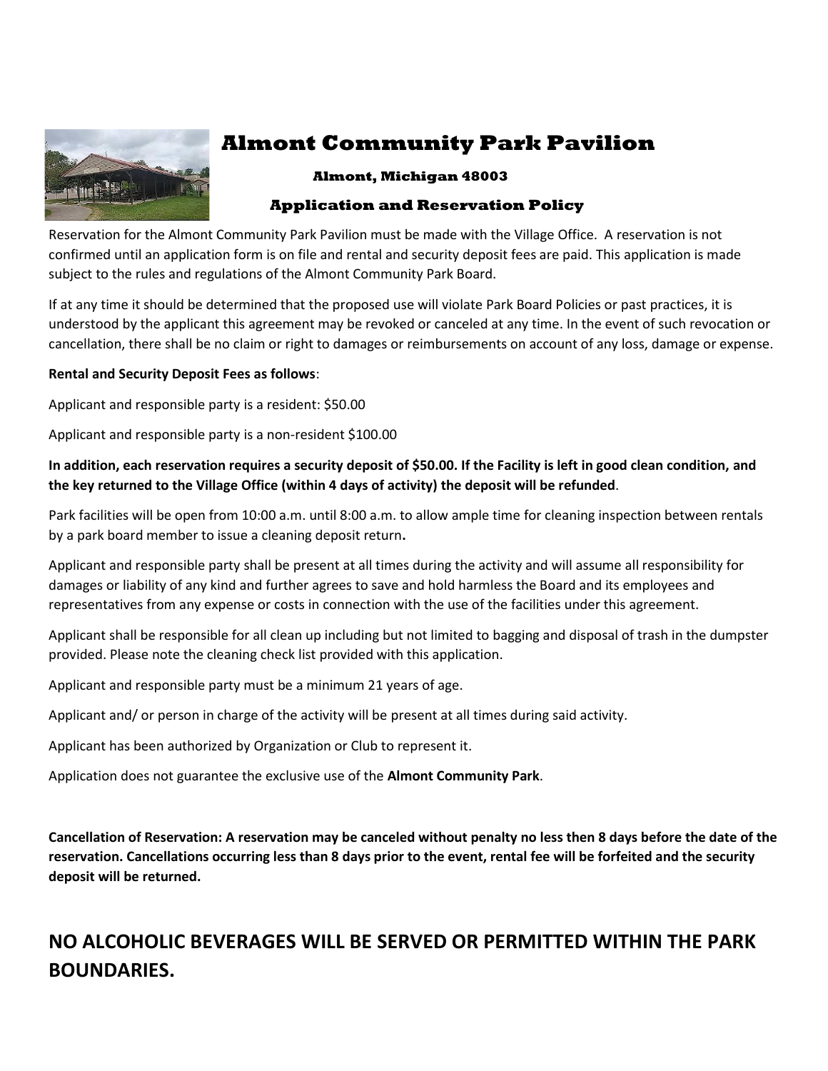# Almont Community Park Pavilion

### Almont, Michigan 48003

### Application and Reservation Policy

Reservation for the Almont Community Park Pavilion must be made with the Village Office. A reservation is not confirmed until an application form is on file and rental and security deposit fees are paid. This application is made subject to the rules and regulations of the Almont Community Park Board.

If at any time it should be determined that the proposed use will violate Park Board Policies or past practices, it is understood by the applicant this agreement may be revoked or canceled at any time. In the event of such revocation or cancellation, there shall be no claim or right to damages or reimbursements on account of any loss, damage or expense.

**Rental and Security Deposit Fees as follows**:

Applicant and responsible party is a resident: $50.00

Applicant and responsible party is a non-resident $100.00

**In addition, each reservation requires a security deposit of $50.00. If the Facility is left in good clean condition, and the key returned to the Village Office (within 4 days of activity) the deposit will be refunded**.

Park facilities will be open from 10:00 a.m. until 8:00 a.m. to allow ample time for cleaning inspection between rentals by a park board member to issue a cleaning deposit return**.**

Applicant and responsible party shall be present at all times during the activity and will assume all responsibility for damages or liability of any kind and further agrees to save and hold harmless the Board and its employees and representatives from any expense or costs in connection with the use of the facilities under this agreement.

Applicant shall be responsible for all clean up including but not limited to bagging and disposal of trash in the dumpster provided. Please note the cleaning check list provided with this application.

Applicant and responsible party must be a minimum 21 years of age.

Applicant and/ or person in charge of the activity will be present at all times during said activity.

Applicant has been authorized by Organization or Club to represent it.

Application does not guarantee the exclusive use of the **Almont Community Park**.

**Cancellation of Reservation: A reservation may be canceled without penalty no less then 8 days before the date of the reservation. Cancellations occurring less than 8 days prior to the event, rental fee will be forfeited and the security deposit will be returned.**

## NO ALCOHOLIC BEVERAGES WILL BE SERVED OR PERMITTED WITHIN THE PARK BOUNDARIES.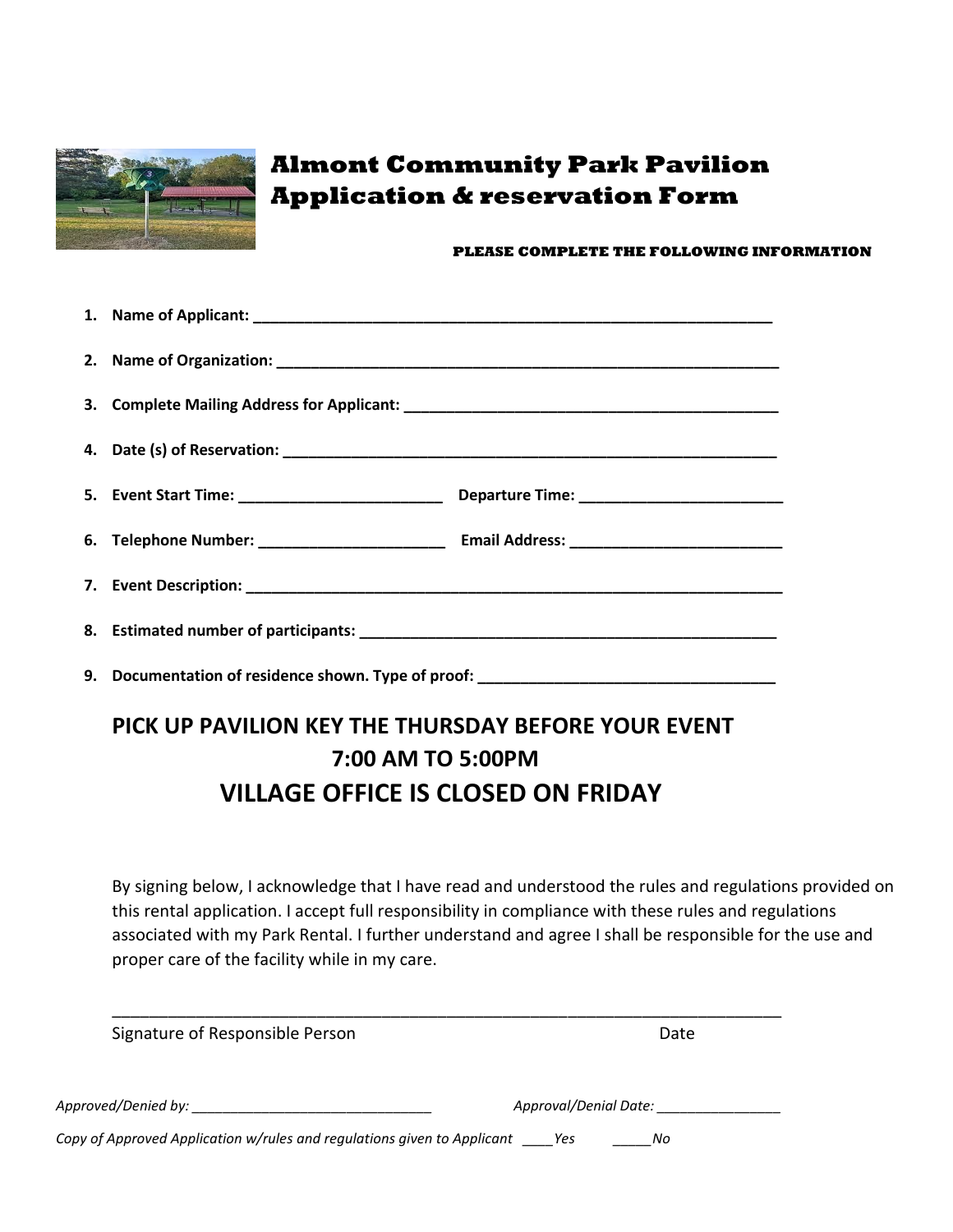# Almont Community Park Pavilion Application & reservation Form

**PLEASE COMPLETE THE FOLLOWING INFORMATION**

1. **Name of Applicant:** ______________________________________________________________
2. **Name of Organization:** ____________________________________________________________
3. **Complete Mailing Address for Applicant:** ____________________________________________
4. **Date (s) of Reservation:** ___________________________________________________________
5. **Event Start Time:** ________________________ **Departure Time:** ________________________
6. **Telephone Number:** ______________________ **Email Address:** _________________________
7. **Event Description:** ________________________________________________________________
8. **Estimated number of participants:** __________________________________________________
9. **Documentation of residence shown. Type of proof:** ___________________________________

## PICK UP PAVILION KEY THE THURSDAY BEFORE YOUR EVENT 7:00 AM TO 5:00PM

## VILLAGE OFFICE IS CLOSED ON FRIDAY

By signing below, I acknowledge that I have read and understood the rules and regulations provided on this rental application. I accept full responsibility in compliance with these rules and regulations associated with my Park Rental. I further understand and agree I shall be responsible for the use and proper care of the facility while in my care.

______________________________________________________________________________

Signature of Responsible Person                                                                 Date

*Approved/Denied by:* ______________________________ *Approval/Denial Date:* ________________

*Copy of Approved Application w/rules and regulations given to Applicant* ____*Yes* _____*No*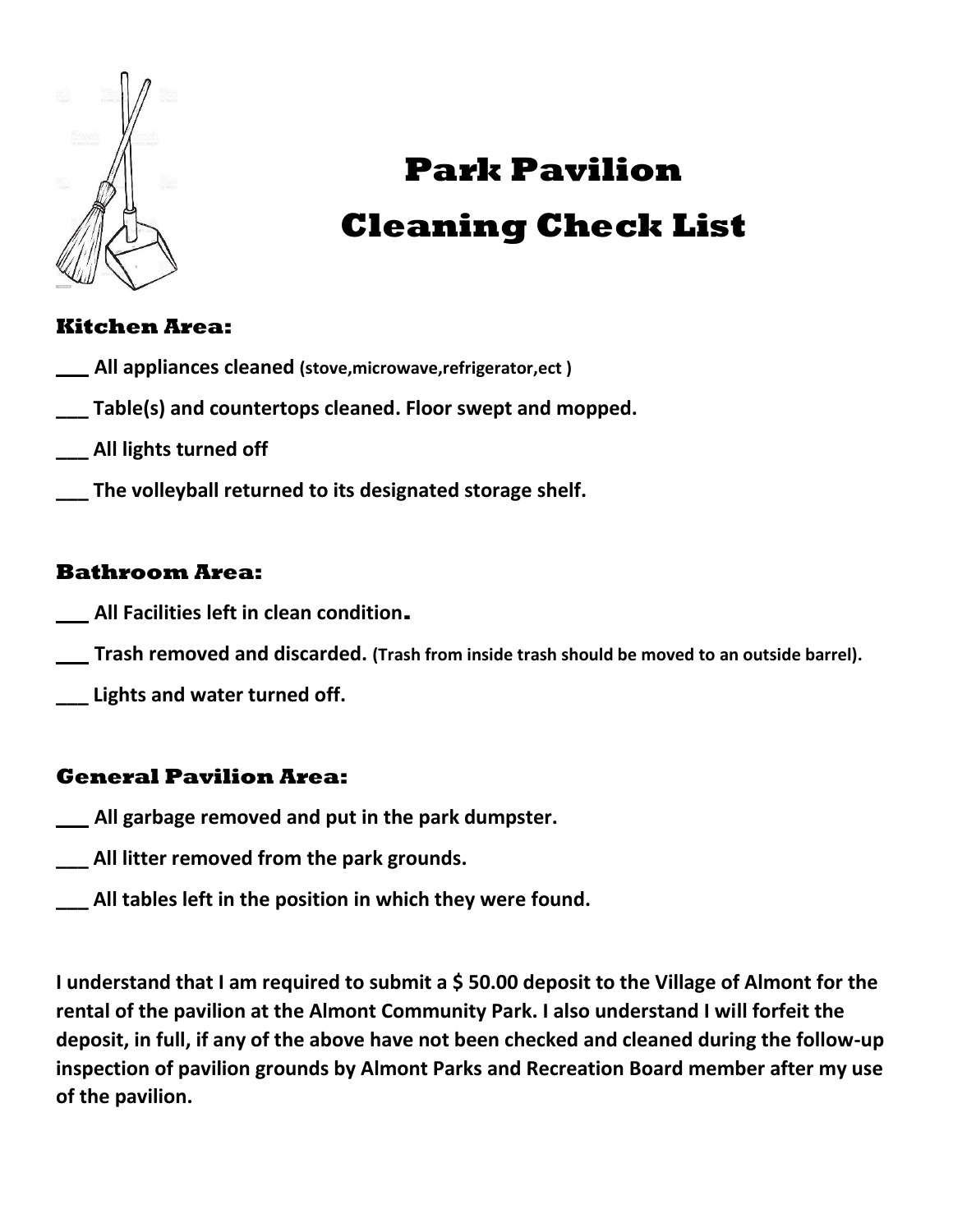# Park Pavilion Cleaning Check List

**Kitchen Area:**

___ **All appliances cleaned** (stove,microwave,refrigerator,ect )

___ **Table(s) and countertops cleaned. Floor swept and mopped.**

___ **All lights turned off**

___ **The volleyball returned to its designated storage shelf.**

**Bathroom Area:**

___ **All Facilities left in clean condition.**

___ **Trash removed and discarded.** (Trash from inside trash should be moved to an outside barrel).

___ **Lights and water turned off.**

**General Pavilion Area:**

___ **All garbage removed and put in the park dumpster.**

___ **All litter removed from the park grounds.**

___ **All tables left in the position in which they were found.**

**I understand that I am required to submit a $ 50.00 deposit to the Village of Almont for the rental of the pavilion at the Almont Community Park. I also understand I will forfeit the deposit, in full, if any of the above have not been checked and cleaned during the follow-up inspection of pavilion grounds by Almont Parks and Recreation Board member after my use of the pavilion.**